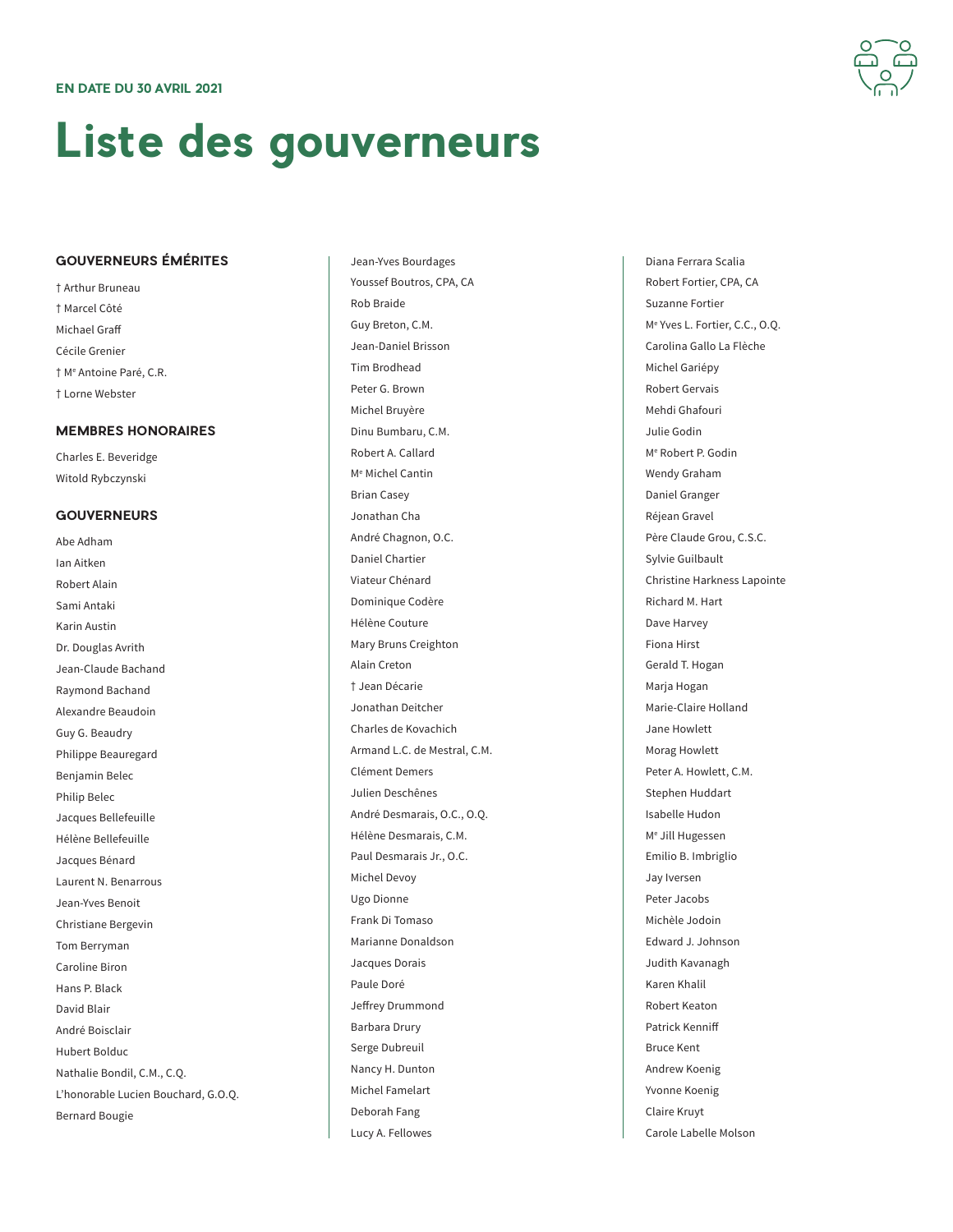EN DATE DU 30 AVRIL 2021

# Liste des gouverneurs

## GOUVERNEURS ÉMÉRITES

† Arthur Bruneau
† Marcel Côté
Michael Graff
Cécile Grenier
† Me Antoine Paré, C.R.
† Lorne Webster

## MEMBRES HONORAIRES

Charles E. Beveridge
Witold Rybczynski

## GOUVERNEURS

Abe Adham
Ian Aitken
Robert Alain
Sami Antaki
Karin Austin
Dr. Douglas Avrith
Jean-Claude Bachand
Raymond Bachand
Alexandre Beaudoin
Guy G. Beaudry
Philippe Beauregard
Benjamin Belec
Philip Belec
Jacques Bellefeuille
Hélène Bellefeuille
Jacques Bénard
Laurent N. Benarrous
Jean-Yves Benoit
Christiane Bergevin
Tom Berryman
Caroline Biron
Hans P. Black
David Blair
André Boisclair
Hubert Bolduc
Nathalie Bondil, C.M., C.Q.
L'honorable Lucien Bouchard, G.O.Q.
Bernard Bougie
Jean-Yves Bourdages
Youssef Boutros, CPA, CA
Rob Braide
Guy Breton, C.M.
Jean-Daniel Brisson
Tim Brodhead
Peter G. Brown
Michel Bruyère
Dinu Bumbaru, C.M.
Robert A. Callard
Me Michel Cantin
Brian Casey
Jonathan Cha
André Chagnon, O.C.
Daniel Chartier
Viateur Chénard
Dominique Codère
Hélène Couture
Mary Bruns Creighton
Alain Creton
† Jean Décarie
Jonathan Deitcher
Charles de Kovachich
Armand L.C. de Mestral, C.M.
Clément Demers
Julien Deschênes
André Desmarais, O.C., O.Q.
Hélène Desmarais, C.M.
Paul Desmarais Jr., O.C.
Michel Devoy
Ugo Dionne
Frank Di Tomaso
Marianne Donaldson
Jacques Dorais
Paule Doré
Jeffrey Drummond
Barbara Drury
Serge Dubreuil
Nancy H. Dunton
Michel Famelart
Deborah Fang
Lucy A. Fellowes
Diana Ferrara Scalia
Robert Fortier, CPA, CA
Suzanne Fortier
Me Yves L. Fortier, C.C., O.Q.
Carolina Gallo La Flèche
Michel Gariépy
Robert Gervais
Mehdi Ghafouri
Julie Godin
Me Robert P. Godin
Wendy Graham
Daniel Granger
Réjean Gravel
Père Claude Grou, C.S.C.
Sylvie Guilbault
Christine Harkness Lapointe
Richard M. Hart
Dave Harvey
Fiona Hirst
Gerald T. Hogan
Marja Hogan
Marie-Claire Holland
Jane Howlett
Morag Howlett
Peter A. Howlett, C.M.
Stephen Huddart
Isabelle Hudon
Me Jill Hugessen
Emilio B. Imbriglio
Jay Iversen
Peter Jacobs
Michèle Jodoin
Edward J. Johnson
Judith Kavanagh
Karen Khalil
Robert Keaton
Patrick Kenniff
Bruce Kent
Andrew Koenig
Yvonne Koenig
Claire Kruyt
Carole Labelle Molson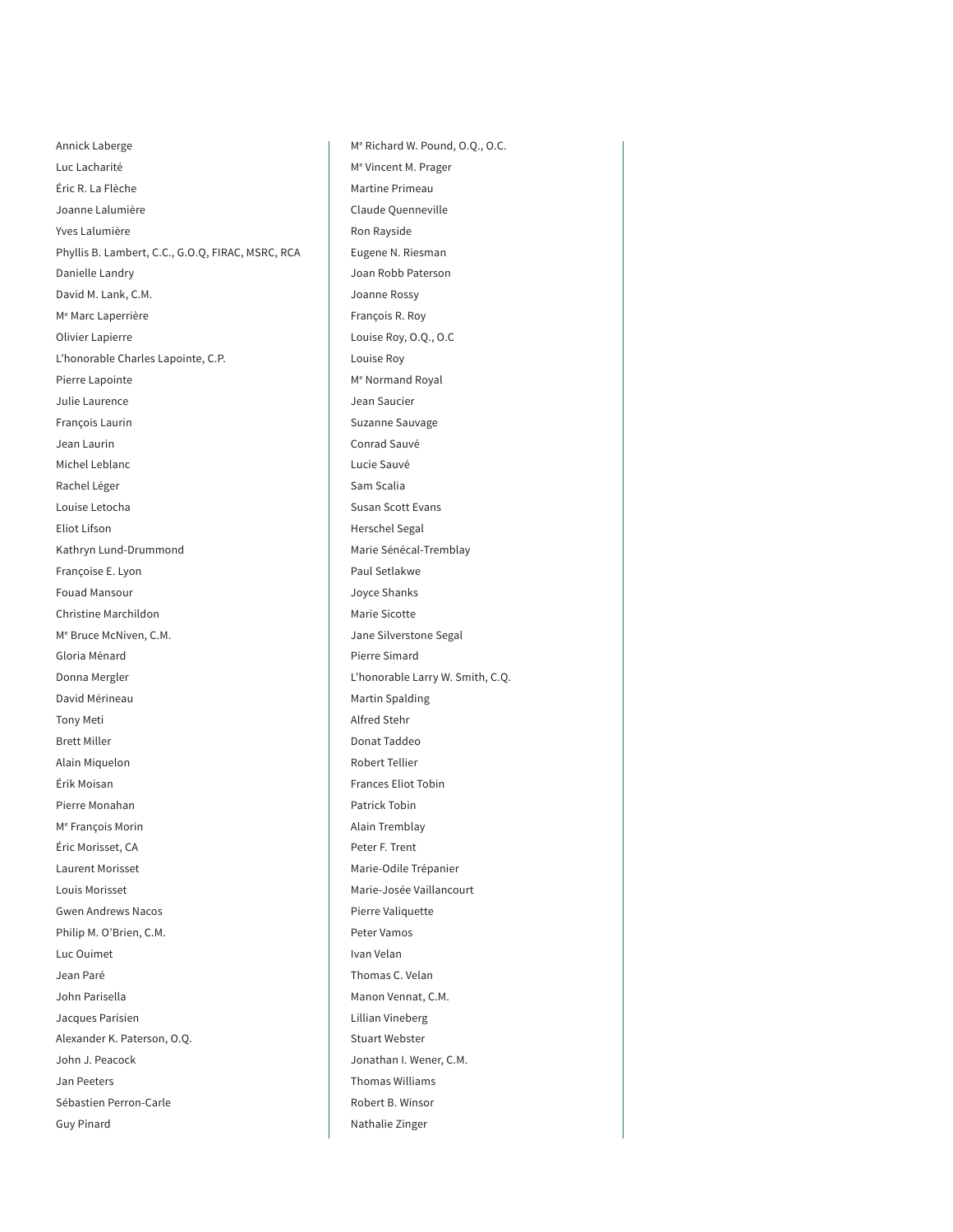Annick Laberge

Luc Lacharité

Éric R. La Flèche

Joanne Lalumière

Yves Lalumière

Phyllis B. Lambert, C.C., G.O.Q, FIRAC, MSRC, RCA

Danielle Landry

David M. Lank, C.M.

M[e] Marc Laperrière

Olivier Lapierre

L'honorable Charles Lapointe, C.P.

Pierre Lapointe

Julie Laurence

François Laurin

Jean Laurin

Michel Leblanc

Rachel Léger

Louise Letocha

Eliot Lifson

Kathryn Lund-Drummond

Françoise E. Lyon

Fouad Mansour

Christine Marchildon

M[e] Bruce McNiven, C.M.

Gloria Ménard

Donna Mergler

David Mérineau

Tony Meti

Brett Miller

Alain Miquelon

Érik Moisan

Pierre Monahan

M[e] François Morin

Éric Morisset, CA

Laurent Morisset

Louis Morisset

Gwen Andrews Nacos

Philip M. O'Brien, C.M.

Luc Ouimet

Jean Paré

John Parisella

Jacques Parisien

Alexander K. Paterson, O.Q.

John J. Peacock

Jan Peeters

Sébastien Perron-Carle

Guy Pinard

M[e] Richard W. Pound, O.Q., O.C.

M[e] Vincent M. Prager

Martine Primeau

Claude Quenneville

Ron Rayside

Eugene N. Riesman

Joan Robb Paterson

Joanne Rossy

François R. Roy

Louise Roy, O.Q., O.C

Louise Roy

M[e] Normand Royal

Jean Saucier

Suzanne Sauvage

Conrad Sauvé

Lucie Sauvé

Sam Scalia

Susan Scott Evans

Herschel Segal

Marie Sénécal-Tremblay

Paul Setlakwe

Joyce Shanks

Marie Sicotte

Jane Silverstone Segal

Pierre Simard

L'honorable Larry W. Smith, C.Q.

Martin Spalding

Alfred Stehr

Donat Taddeo

Robert Tellier

Frances Eliot Tobin

Patrick Tobin

Alain Tremblay

Peter F. Trent

Marie-Odile Trépanier

Marie-Josée Vaillancourt

Pierre Valiquette

Peter Vamos

Ivan Velan

Thomas C. Velan

Manon Vennat, C.M.

Lillian Vineberg

Stuart Webster

Jonathan I. Wener, C.M.

Thomas Williams

Robert B. Winsor

Nathalie Zinger